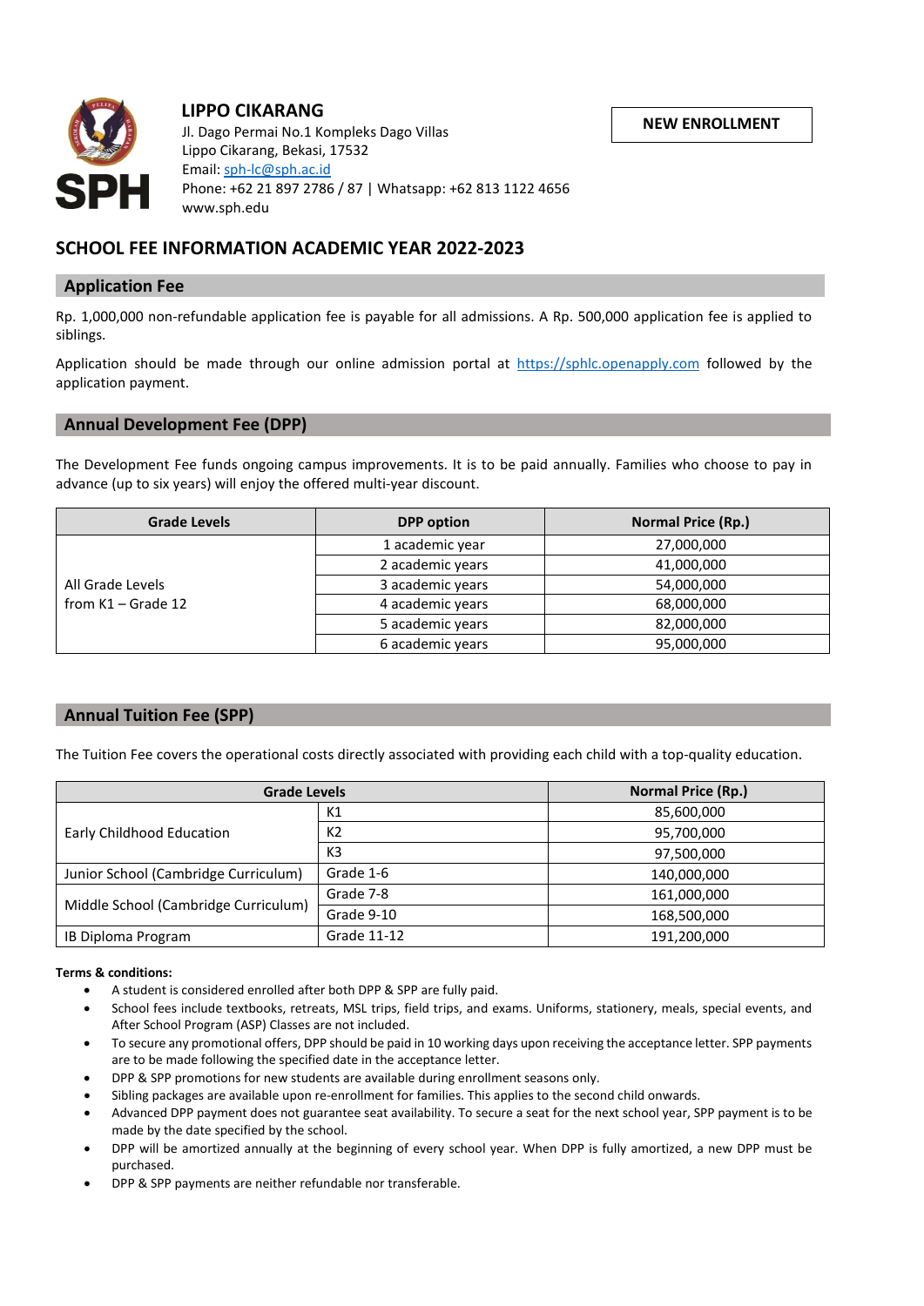**LIPPO CIKARANG**

Jl. Dago Permai No.1 Kompleks Dago Villas
Lippo Cikarang, Bekasi, 17532
Email: sph-lc@sph.ac.id
Phone: +62 21 897 2786 / 87 | Whatsapp: +62 813 1122 4656
www.sph.edu

**NEW ENROLLMENT**

# SCHOOL FEE INFORMATION ACADEMIC YEAR 2022-2023

## Application Fee

Rp. 1,000,000 non-refundable application fee is payable for all admissions. A Rp. 500,000 application fee is applied to siblings.

Application should be made through our online admission portal at https://sphlc.openapply.com followed by the application payment.

## Annual Development Fee (DPP)

The Development Fee funds ongoing campus improvements. It is to be paid annually. Families who choose to pay in advance (up to six years) will enjoy the offered multi-year discount.

| Grade Levels | DPP option | Normal Price (Rp.) |
|---|---|---|
| All Grade Levels from K1 – Grade 12 | 1 academic year | 27,000,000 |
| | 2 academic years | 41,000,000 |
| | 3 academic years | 54,000,000 |
| | 4 academic years | 68,000,000 |
| | 5 academic years | 82,000,000 |
| | 6 academic years | 95,000,000 |

## Annual Tuition Fee (SPP)

The Tuition Fee covers the operational costs directly associated with providing each child with a top-quality education.

| Grade Levels | | Normal Price (Rp.) |
|---|---|---|
| Early Childhood Education | K1 | 85,600,000 |
| | K2 | 95,700,000 |
| | K3 | 97,500,000 |
| Junior School (Cambridge Curriculum) | Grade 1-6 | 140,000,000 |
| Middle School (Cambridge Curriculum) | Grade 7-8 | 161,000,000 |
| | Grade 9-10 | 168,500,000 |
| IB Diploma Program | Grade 11-12 | 191,200,000 |

**Terms & conditions:**

- A student is considered enrolled after both DPP & SPP are fully paid.
- School fees include textbooks, retreats, MSL trips, field trips, and exams. Uniforms, stationery, meals, special events, and After School Program (ASP) Classes are not included.
- To secure any promotional offers, DPP should be paid in 10 working days upon receiving the acceptance letter. SPP payments are to be made following the specified date in the acceptance letter.
- DPP & SPP promotions for new students are available during enrollment seasons only.
- Sibling packages are available upon re-enrollment for families. This applies to the second child onwards.
- Advanced DPP payment does not guarantee seat availability. To secure a seat for the next school year, SPP payment is to be made by the date specified by the school.
- DPP will be amortized annually at the beginning of every school year. When DPP is fully amortized, a new DPP must be purchased.
- DPP & SPP payments are neither refundable nor transferable.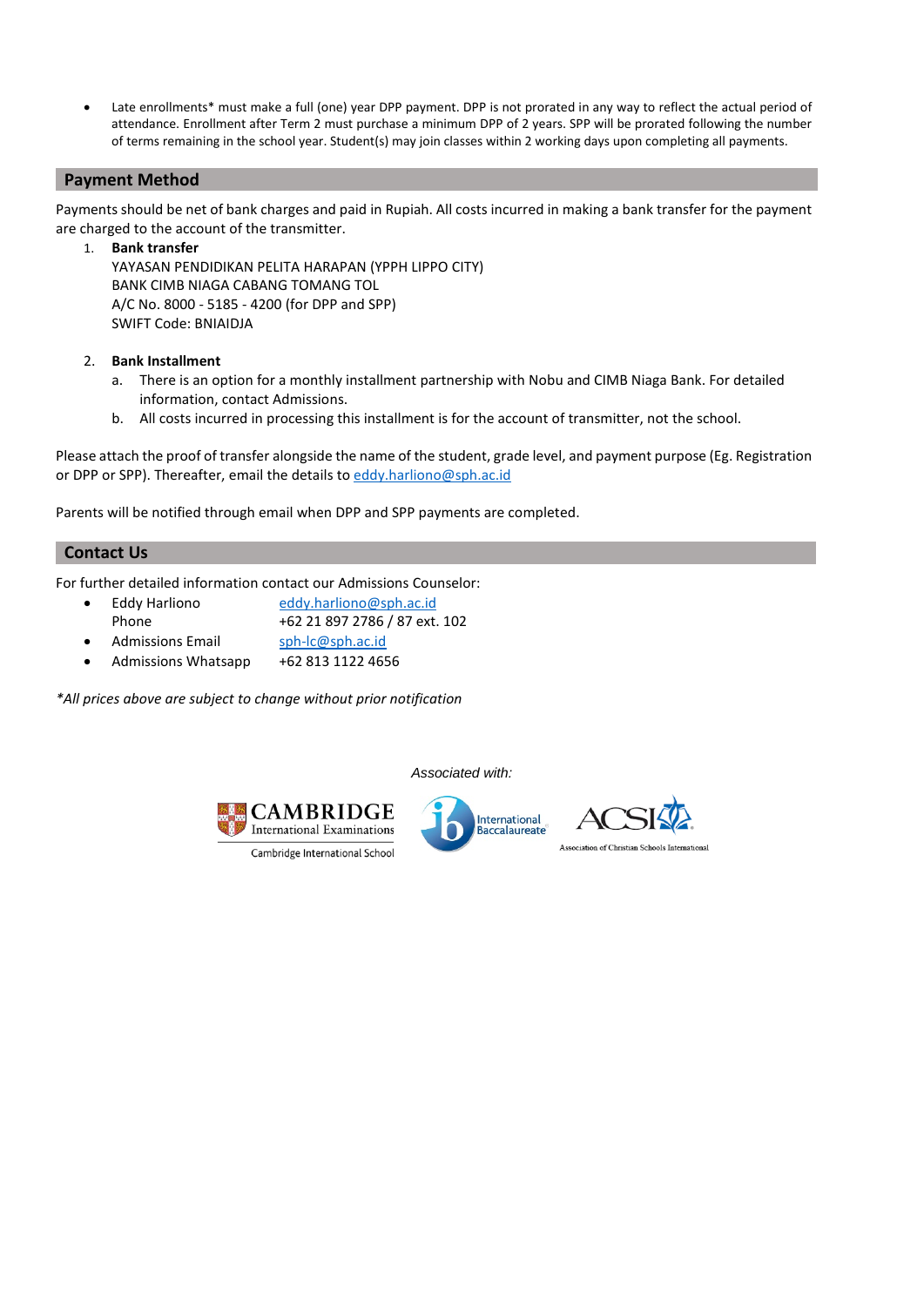- Late enrollments* must make a full (one) year DPP payment. DPP is not prorated in any way to reflect the actual period of attendance. Enrollment after Term 2 must purchase a minimum DPP of 2 years. SPP will be prorated following the number of terms remaining in the school year. Student(s) may join classes within 2 working days upon completing all payments.

## Payment Method

Payments should be net of bank charges and paid in Rupiah. All costs incurred in making a bank transfer for the payment are charged to the account of the transmitter.

1. **Bank transfer**
   YAYASAN PENDIDIKAN PELITA HARAPAN (YPPH LIPPO CITY)
   BANK CIMB NIAGA CABANG TOMANG TOL
   A/C No. 8000 - 5185 - 4200 (for DPP and SPP)
   SWIFT Code: BNIAIDJA

2. **Bank Installment**
   a. There is an option for a monthly installment partnership with Nobu and CIMB Niaga Bank. For detailed information, contact Admissions.
   b. All costs incurred in processing this installment is for the account of transmitter, not the school.

Please attach the proof of transfer alongside the name of the student, grade level, and payment purpose (Eg. Registration or DPP or SPP). Thereafter, email the details to eddy.harliono@sph.ac.id

Parents will be notified through email when DPP and SPP payments are completed.

## Contact Us

For further detailed information contact our Admissions Counselor:

- Eddy Harliono — eddy.harliono@sph.ac.id
  Phone — +62 21 897 2786 / 87 ext. 102
- Admissions Email — sph-lc@sph.ac.id
- Admissions Whatsapp — +62 813 1122 4656

*\*All prices above are subject to change without prior notification*

*Associated with:*

CAMBRIDGE International Examinations
Cambridge International School

International Baccalaureate

ACSI
Association of Christian Schools International